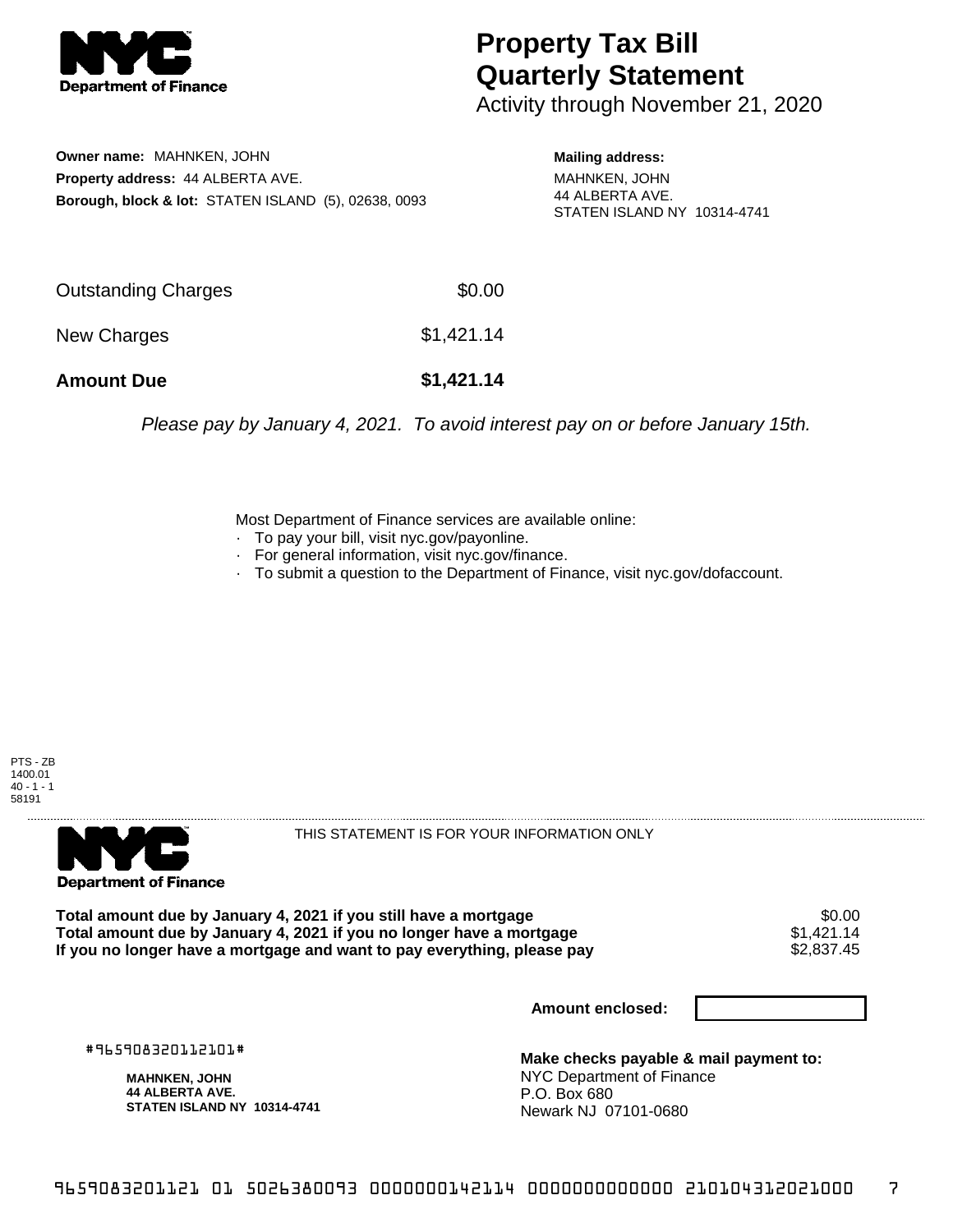NYC Department of Finance

# Property Tax Bill Quarterly Statement

Activity through November 21, 2020

**Owner name:** MAHNKEN, JOHN
**Property address:** 44 ALBERTA AVE.
**Borough, block & lot:** STATEN ISLAND (5), 02638, 0093

**Mailing address:**
MAHNKEN, JOHN
44 ALBERTA AVE.
STATEN ISLAND NY 10314-4741

| | |
|---|---|
| Outstanding Charges | $0.00 |
| New Charges | $1,421.14 |
| **Amount Due** | **$1,421.14** |

*Please pay by January 4, 2021. To avoid interest pay on or before January 15th.*

Most Department of Finance services are available online:
- To pay your bill, visit nyc.gov/payonline.
- For general information, visit nyc.gov/finance.
- To submit a question to the Department of Finance, visit nyc.gov/dofaccount.

PTS - ZB
1400.01
40 - 1 - 1
58191

NYC Department of Finance

THIS STATEMENT IS FOR YOUR INFORMATION ONLY

| | |
|---|---|
| **Total amount due by January 4, 2021 if you still have a mortgage** | $0.00 |
| **Total amount due by January 4, 2021 if you no longer have a mortgage** | $1,421.14 |
| **If you no longer have a mortgage and want to pay everything, please pay** | $2,837.45 |

**Amount enclosed:**

#965908320112101#

**MAHNKEN, JOHN**
**44 ALBERTA AVE.**
**STATEN ISLAND NY 10314-4741**

**Make checks payable & mail payment to:**
NYC Department of Finance
P.O. Box 680
Newark NJ 07101-0680

9659083201121 01 5026380093 0000000142114 0000000000000 210104312021000 7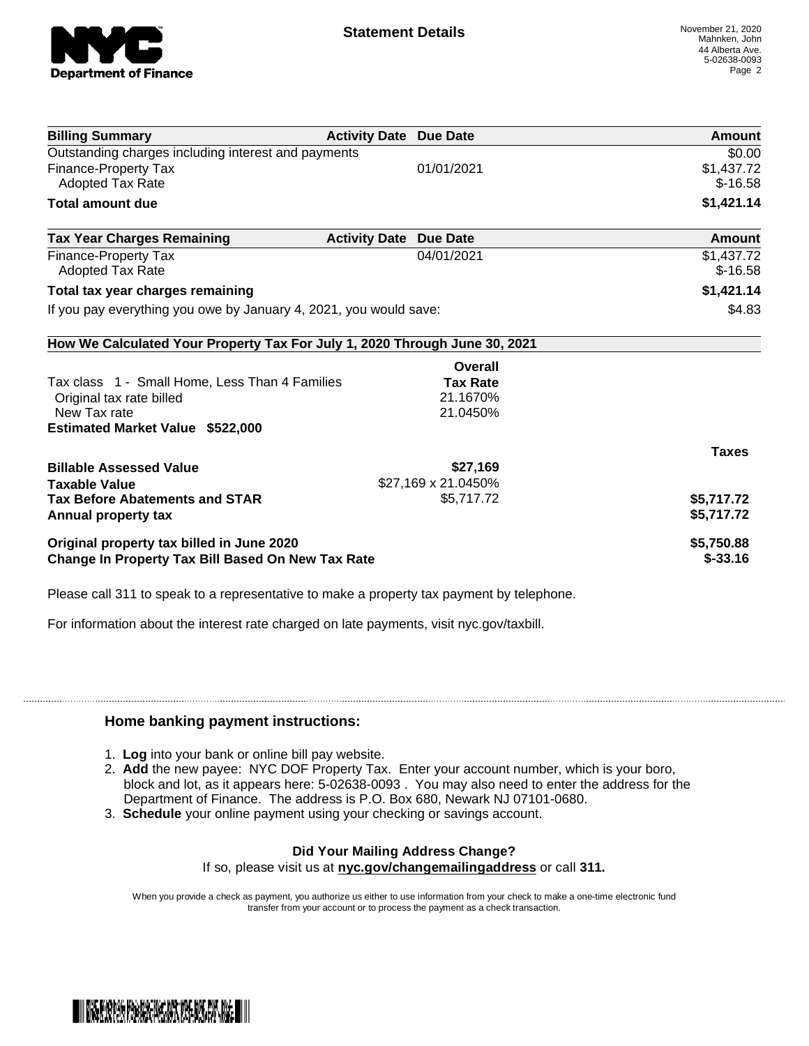# Statement Details

November 21, 2020
Mahnken, John
44 Alberta Ave.
5-02638-0093

| Billing Summary | Activity Date | Due Date | Amount |
| --- | --- | --- | --- |
| Outstanding charges including interest and payments | | | $0.00 |
| Finance-Property Tax | | 01/01/2021 | $1,437.72 |
| Adopted Tax Rate | | | $-16.58 |
| **Total amount due** | | | **$1,421.14** |

| Tax Year Charges Remaining | Activity Date | Due Date | Amount |
| --- | --- | --- | --- |
| Finance-Property Tax | | 04/01/2021 | $1,437.72 |
| Adopted Tax Rate | | | $-16.58 |
| **Total tax year charges remaining** | | | **$1,421.14** |
| If you pay everything you owe by January 4, 2021, you would save: | | | $4.83 |

## How We Calculated Your Property Tax For July 1, 2020 Through June 30, 2021

| | Overall Tax Rate | Taxes |
| --- | --- | --- |
| Tax class 1 - Small Home, Less Than 4 Families | | |
| Original tax rate billed | 21.1670% | |
| New Tax rate | 21.0450% | |
| **Estimated Market Value $522,000** | | |
| **Billable Assessed Value** | **$27,169** | |
| **Taxable Value** | $27,169 x 21.0450% | |
| **Tax Before Abatements and STAR** | $5,717.72 | **$5,717.72** |
| **Annual property tax** | | **$5,717.72** |
| **Original property tax billed in June 2020** | | **$5,750.88** |
| **Change In Property Tax Bill Based On New Tax Rate** | | **$-33.16** |

Please call 311 to speak to a representative to make a property tax payment by telephone.

For information about the interest rate charged on late payments, visit nyc.gov/taxbill.

### Home banking payment instructions:

1. **Log** into your bank or online bill pay website.
2. **Add** the new payee: NYC DOF Property Tax. Enter your account number, which is your boro, block and lot, as it appears here: 5-02638-0093 . You may also need to enter the address for the Department of Finance. The address is P.O. Box 680, Newark NJ 07101-0680.
3. **Schedule** your online payment using your checking or savings account.

**Did Your Mailing Address Change?**
If so, please visit us at **nyc.gov/changemailingaddress** or call **311.**

When you provide a check as payment, you authorize us either to use information from your check to make a one-time electronic fund transfer from your account or to process the payment as a check transaction.